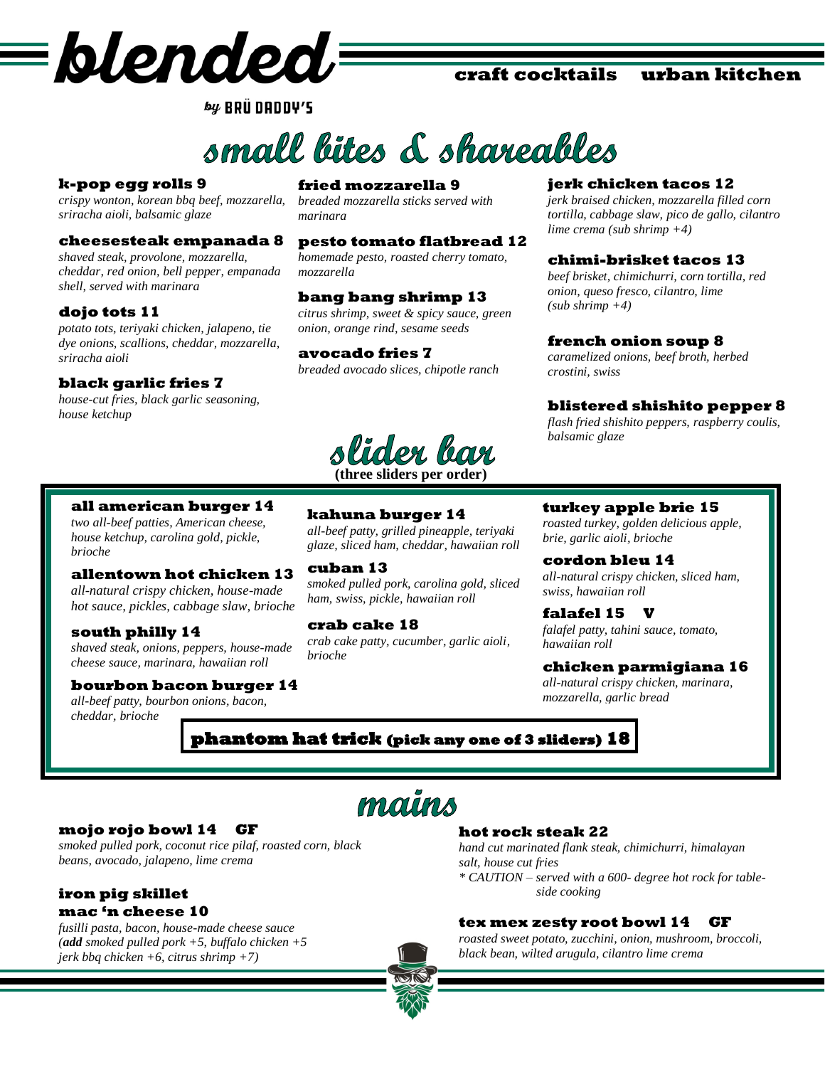# blended

by BRÜ DADDY'S

craft cocktails urban kitchen

## small bites & shareables

**k-pop egg rolls 9**
*crispy wonton, korean bbq beef, mozzarella, sriracha aioli, balsamic glaze*

**cheesesteak empanada 8**
*shaved steak, provolone, mozzarella, cheddar, red onion, bell pepper, empanada shell, served with marinara*

**dojo tots 11**
*potato tots, teriyaki chicken, jalapeno, tie dye onions, scallions, cheddar, mozzarella, sriracha aioli*

**black garlic fries 7**
*house-cut fries, black garlic seasoning, house ketchup*

**fried mozzarella 9**
*breaded mozzarella sticks served with marinara*

**pesto tomato flatbread 12**
*homemade pesto, roasted cherry tomato, mozzarella*

**bang bang shrimp 13**
*citrus shrimp, sweet & spicy sauce, green onion, orange rind, sesame seeds*

**avocado fries 7**
*breaded avocado slices, chipotle ranch*

**jerk chicken tacos 12**
*jerk braised chicken, mozzarella filled corn tortilla, cabbage slaw, pico de gallo, cilantro lime crema (sub shrimp +4)*

**chimi-brisket tacos 13**
*beef brisket, chimichurri, corn tortilla, red onion, queso fresco, cilantro, lime (sub shrimp +4)*

**french onion soup 8**
*caramelized onions, beef broth, herbed crostini, swiss*

**blistered shishito pepper 8**
*flash fried shishito peppers, raspberry coulis, balsamic glaze*

## slider bar

**(three sliders per order)**

**all american burger 14**
*two all-beef patties, American cheese, house ketchup, carolina gold, pickle, brioche*

**allentown hot chicken 13**
*all-natural crispy chicken, house-made hot sauce, pickles, cabbage slaw, brioche*

**south philly 14**
*shaved steak, onions, peppers, house-made cheese sauce, marinara, hawaiian roll*

**bourbon bacon burger 14**
*all-beef patty, bourbon onions, bacon, cheddar, brioche*

**kahuna burger 14**
*all-beef patty, grilled pineapple, teriyaki glaze, sliced ham, cheddar, hawaiian roll*

**cuban 13**
*smoked pulled pork, carolina gold, sliced ham, swiss, pickle, hawaiian roll*

**crab cake 18**
*crab cake patty, cucumber, garlic aioli, brioche*

**turkey apple brie 15**
*roasted turkey, golden delicious apple, brie, garlic aioli, brioche*

**cordon bleu 14**
*all-natural crispy chicken, sliced ham, swiss, hawaiian roll*

**falafel 15 V**
*falafel patty, tahini sauce, tomato, hawaiian roll*

**chicken parmigiana 16**
*all-natural crispy chicken, marinara, mozzarella, garlic bread*

**phantom hat trick (pick any one of 3 sliders) 18**

## mains

**mojo rojo bowl 14 GF**
*smoked pulled pork, coconut rice pilaf, roasted corn, black beans, avocado, jalapeno, lime crema*

**iron pig skillet mac 'n cheese 10**
*fusilli pasta, bacon, house-made cheese sauce (**add** smoked pulled pork +5, buffalo chicken +5 jerk bbq chicken +6, citrus shrimp +7)*

**hot rock steak 22**
*hand cut marinated flank steak, chimichurri, himalayan salt, house cut fries*
*\* CAUTION – served with a 600- degree hot rock for table-side cooking*

**tex mex zesty root bowl 14 GF**
*roasted sweet potato, zucchini, onion, mushroom, broccoli, black bean, wilted arugula, cilantro lime crema*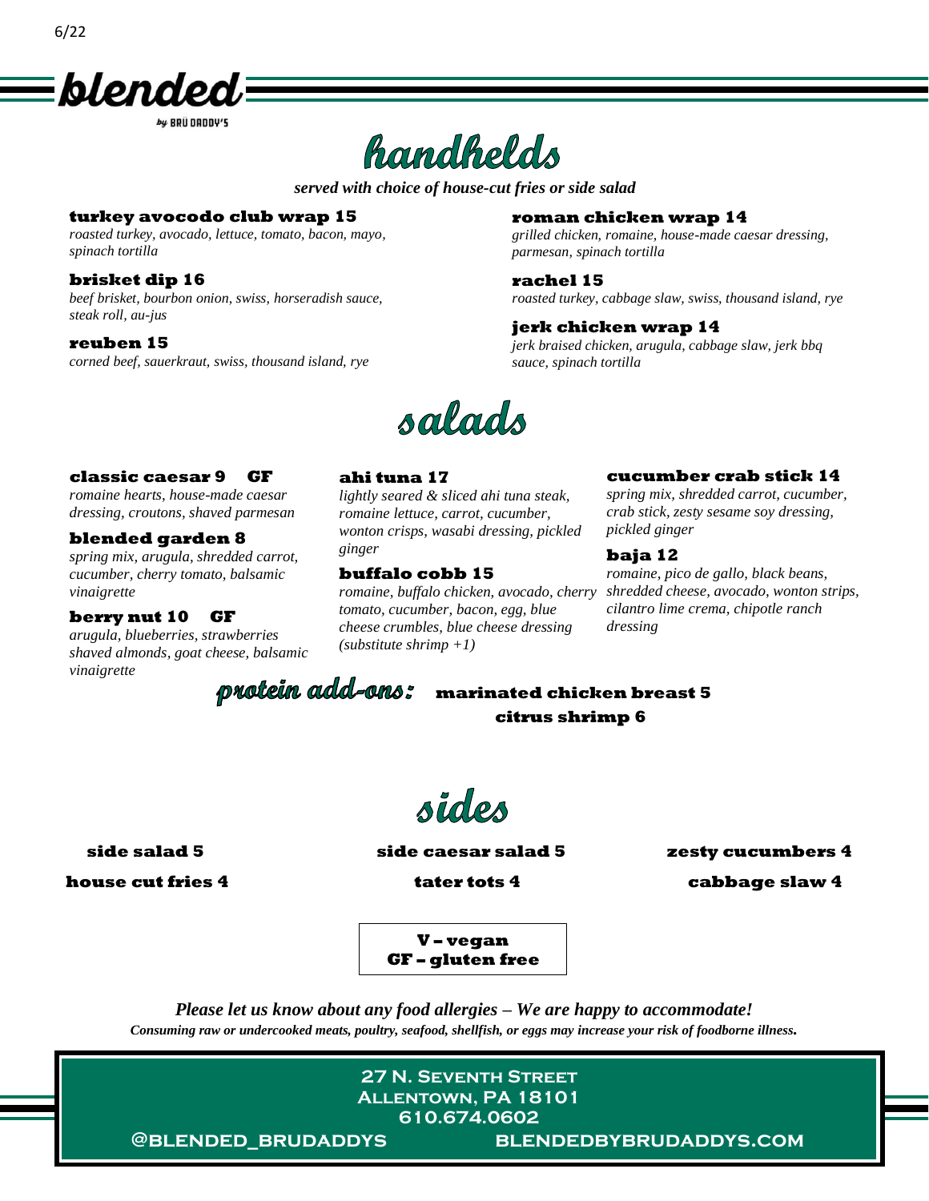# blended

by BRÜ DADDY'S

## handhelds

*served with choice of house-cut fries or side salad*

**turkey avocodo club wrap 15**
*roasted turkey, avocado, lettuce, tomato, bacon, mayo, spinach tortilla*

**brisket dip 16**
*beef brisket, bourbon onion, swiss, horseradish sauce, steak roll, au-jus*

**reuben 15**
*corned beef, sauerkraut, swiss, thousand island, rye*

**roman chicken wrap 14**
*grilled chicken, romaine, house-made caesar dressing, parmesan, spinach tortilla*

**rachel 15**
*roasted turkey, cabbage slaw, swiss, thousand island, rye*

**jerk chicken wrap 14**
*jerk braised chicken, arugula, cabbage slaw, jerk bbq sauce, spinach tortilla*

## salads

**classic caesar 9 GF**
*romaine hearts, house-made caesar dressing, croutons, shaved parmesan*

**blended garden 8**
*spring mix, arugula, shredded carrot, cucumber, cherry tomato, balsamic vinaigrette*

**berry nut 10 GF**
*arugula, blueberries, strawberries shaved almonds, goat cheese, balsamic vinaigrette*

**ahi tuna 17**
*lightly seared & sliced ahi tuna steak, romaine lettuce, carrot, cucumber, wonton crisps, wasabi dressing, pickled ginger*

**buffalo cobb 15**
*romaine, buffalo chicken, avocado, cherry tomato, cucumber, bacon, egg, blue cheese crumbles, blue cheese dressing (substitute shrimp +1)*

**cucumber crab stick 14**
*spring mix, shredded carrot, cucumber, crab stick, zesty sesame soy dressing, pickled ginger*

**baja 12**
*romaine, pico de gallo, black beans, shredded cheese, avocado, wonton strips, cilantro lime crema, chipotle ranch dressing*

**protein add-ons:** **marinated chicken breast 5**
**citrus shrimp 6**

## sides

**side salad 5**

**house cut fries 4**

**side caesar salad 5**

**tater tots 4**

**zesty cucumbers 4**

**cabbage slaw 4**

**V – vegan**
**GF – gluten free**

***Please let us know about any food allergies – We are happy to accommodate!***

***Consuming raw or undercooked meats, poultry, seafood, shellfish, or eggs may increase your risk of foodborne illness.***

**27 N. SEVENTH STREET**
**ALLENTOWN, PA 18101**
**610.674.0602**
**@BLENDED_BRUDADDYS** **BLENDEDBYBRUDADDYS.COM**